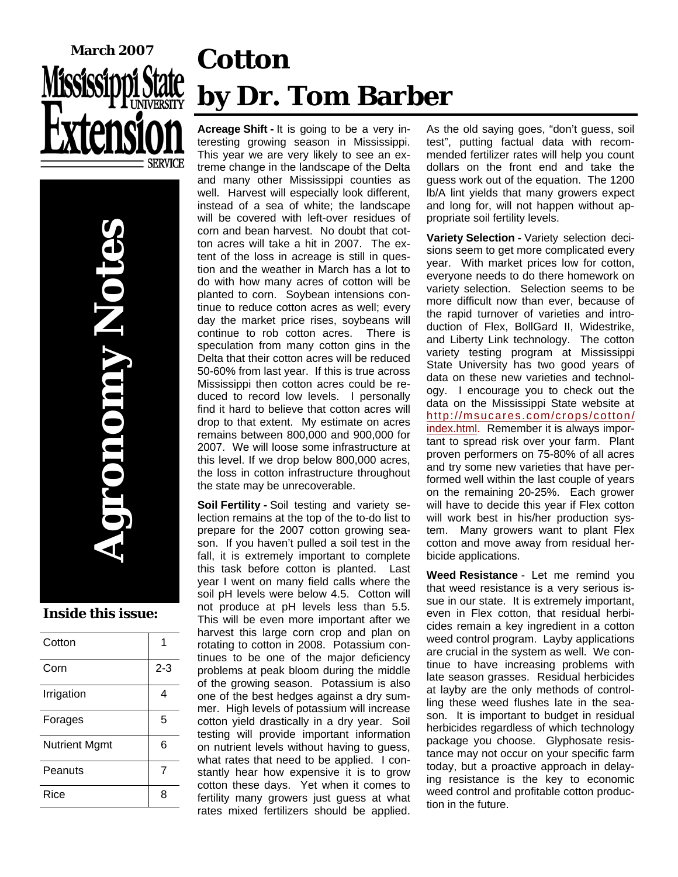March 2007

Mississippi State University Extension Service

# Agronomy Notes

**Inside this issue:**

| Cotton | 1 |
| --- | --- |
| Corn | 2-3 |
| Irrigation | 4 |
| Forages | 5 |
| Nutrient Mgmt | 6 |
| Peanuts | 7 |
| Rice | 8 |

# Cotton
# by Dr. Tom Barber

**Acreage Shift -** It is going to be a very interesting growing season in Mississippi. This year we are very likely to see an extreme change in the landscape of the Delta and many other Mississippi counties as well. Harvest will especially look different, instead of a sea of white; the landscape will be covered with left-over residues of corn and bean harvest. No doubt that cotton acres will take a hit in 2007. The extent of the loss in acreage is still in question and the weather in March has a lot to do with how many acres of cotton will be planted to corn. Soybean intensions continue to reduce cotton acres as well; every day the market price rises, soybeans will continue to rob cotton acres. There is speculation from many cotton gins in the Delta that their cotton acres will be reduced 50-60% from last year. If this is true across Mississippi then cotton acres could be reduced to record low levels. I personally find it hard to believe that cotton acres will drop to that extent. My estimate on acres remains between 800,000 and 900,000 for 2007. We will loose some infrastructure at this level. If we drop below 800,000 acres, the loss in cotton infrastructure throughout the state may be unrecoverable.

**Soil Fertility -** Soil testing and variety selection remains at the top of the to-do list to prepare for the 2007 cotton growing season. If you haven't pulled a soil test in the fall, it is extremely important to complete this task before cotton is planted. Last year I went on many field calls where the soil pH levels were below 4.5. Cotton will not produce at pH levels less than 5.5. This will be even more important after we harvest this large corn crop and plan on rotating to cotton in 2008. Potassium continues to be one of the major deficiency problems at peak bloom during the middle of the growing season. Potassium is also one of the best hedges against a dry summer. High levels of potassium will increase cotton yield drastically in a dry year. Soil testing will provide important information on nutrient levels without having to guess, what rates that need to be applied. I constantly hear how expensive it is to grow cotton these days. Yet when it comes to fertility many growers just guess at what rates mixed fertilizers should be applied. As the old saying goes, "don't guess, soil test", putting factual data with recommended fertilizer rates will help you count dollars on the front end and take the guess work out of the equation. The 1200 lb/A lint yields that many growers expect and long for, will not happen without appropriate soil fertility levels.

**Variety Selection -** Variety selection decisions seem to get more complicated every year. With market prices low for cotton, everyone needs to do there homework on variety selection. Selection seems to be more difficult now than ever, because of the rapid turnover of varieties and introduction of Flex, BollGard II, Widestrike, and Liberty Link technology. The cotton variety testing program at Mississippi State University has two good years of data on these new varieties and technology. I encourage you to check out the data on the Mississippi State website at http://msucares.com/crops/cotton/index.html. Remember it is always important to spread risk over your farm. Plant proven performers on 75-80% of all acres and try some new varieties that have performed well within the last couple of years on the remaining 20-25%. Each grower will have to decide this year if Flex cotton will work best in his/her production system. Many growers want to plant Flex cotton and move away from residual herbicide applications.

**Weed Resistance** - Let me remind you that weed resistance is a very serious issue in our state. It is extremely important, even in Flex cotton, that residual herbicides remain a key ingredient in a cotton weed control program. Layby applications are crucial in the system as well. We continue to have increasing problems with late season grasses. Residual herbicides at layby are the only methods of controlling these weed flushes late in the season. It is important to budget in residual herbicides regardless of which technology package you choose. Glyphosate resistance may not occur on your specific farm today, but a proactive approach in delaying resistance is the key to economic weed control and profitable cotton production in the future.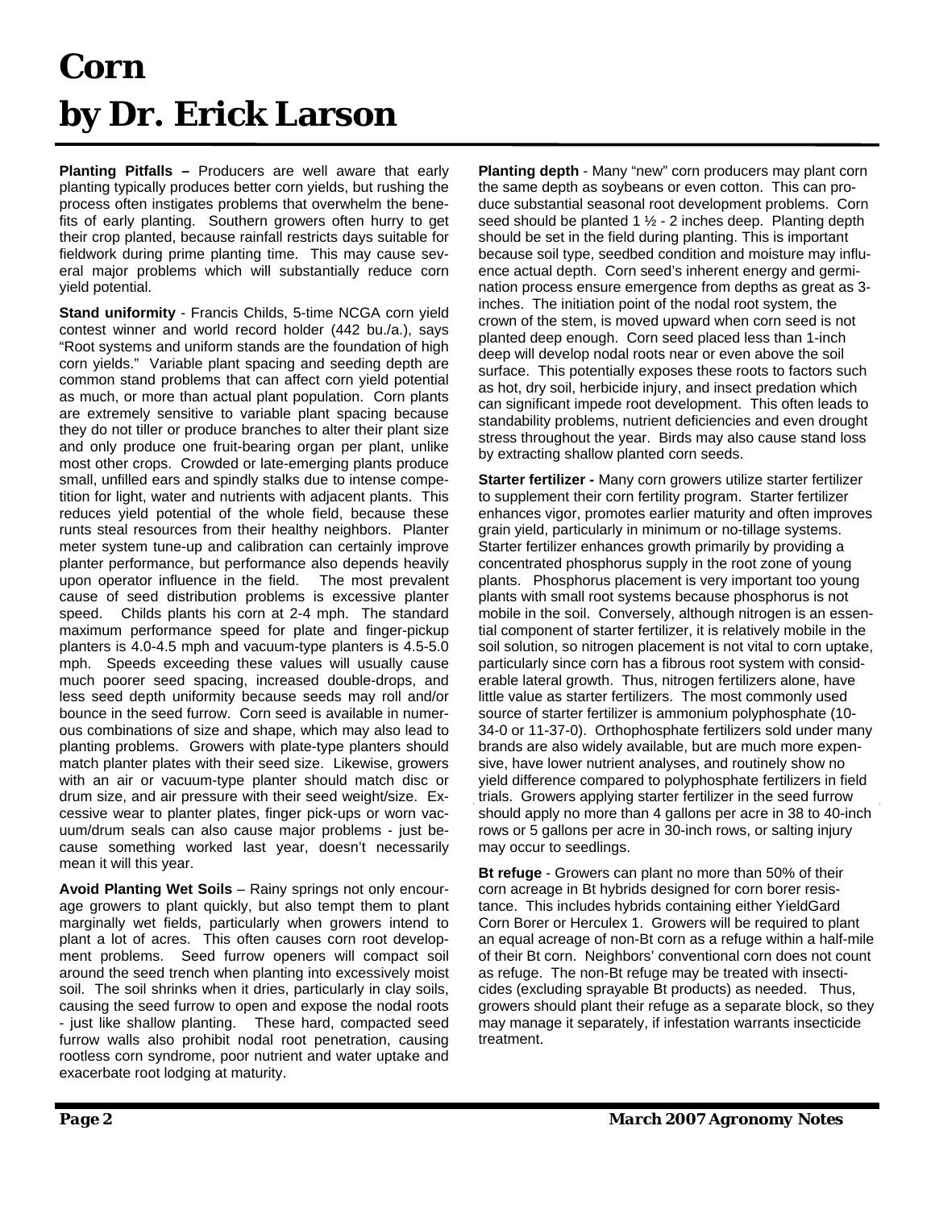# Corn
# by Dr. Erick Larson

**Planting Pitfalls –** Producers are well aware that early planting typically produces better corn yields, but rushing the process often instigates problems that overwhelm the benefits of early planting. Southern growers often hurry to get their crop planted, because rainfall restricts days suitable for fieldwork during prime planting time. This may cause several major problems which will substantially reduce corn yield potential.

**Stand uniformity** - Francis Childs, 5-time NCGA corn yield contest winner and world record holder (442 bu./a.), says "Root systems and uniform stands are the foundation of high corn yields." Variable plant spacing and seeding depth are common stand problems that can affect corn yield potential as much, or more than actual plant population. Corn plants are extremely sensitive to variable plant spacing because they do not tiller or produce branches to alter their plant size and only produce one fruit-bearing organ per plant, unlike most other crops. Crowded or late-emerging plants produce small, unfilled ears and spindly stalks due to intense competition for light, water and nutrients with adjacent plants. This reduces yield potential of the whole field, because these runts steal resources from their healthy neighbors. Planter meter system tune-up and calibration can certainly improve planter performance, but performance also depends heavily upon operator influence in the field. The most prevalent cause of seed distribution problems is excessive planter speed. Childs plants his corn at 2-4 mph. The standard maximum performance speed for plate and finger-pickup planters is 4.0-4.5 mph and vacuum-type planters is 4.5-5.0 mph. Speeds exceeding these values will usually cause much poorer seed spacing, increased double-drops, and less seed depth uniformity because seeds may roll and/or bounce in the seed furrow. Corn seed is available in numerous combinations of size and shape, which may also lead to planting problems. Growers with plate-type planters should match planter plates with their seed size. Likewise, growers with an air or vacuum-type planter should match disc or drum size, and air pressure with their seed weight/size. Excessive wear to planter plates, finger pick-ups or worn vacuum/drum seals can also cause major problems - just because something worked last year, doesn't necessarily mean it will this year.

**Avoid Planting Wet Soils** – Rainy springs not only encourage growers to plant quickly, but also tempt them to plant marginally wet fields, particularly when growers intend to plant a lot of acres. This often causes corn root development problems. Seed furrow openers will compact soil around the seed trench when planting into excessively moist soil. The soil shrinks when it dries, particularly in clay soils, causing the seed furrow to open and expose the nodal roots - just like shallow planting. These hard, compacted seed furrow walls also prohibit nodal root penetration, causing rootless corn syndrome, poor nutrient and water uptake and exacerbate root lodging at maturity.

**Planting depth** - Many "new" corn producers may plant corn the same depth as soybeans or even cotton. This can produce substantial seasonal root development problems. Corn seed should be planted 1 ½ - 2 inches deep. Planting depth should be set in the field during planting. This is important because soil type, seedbed condition and moisture may influence actual depth. Corn seed's inherent energy and germination process ensure emergence from depths as great as 3-inches. The initiation point of the nodal root system, the crown of the stem, is moved upward when corn seed is not planted deep enough. Corn seed placed less than 1-inch deep will develop nodal roots near or even above the soil surface. This potentially exposes these roots to factors such as hot, dry soil, herbicide injury, and insect predation which can significant impede root development. This often leads to standability problems, nutrient deficiencies and even drought stress throughout the year. Birds may also cause stand loss by extracting shallow planted corn seeds.

**Starter fertilizer -** Many corn growers utilize starter fertilizer to supplement their corn fertility program. Starter fertilizer enhances vigor, promotes earlier maturity and often improves grain yield, particularly in minimum or no-tillage systems. Starter fertilizer enhances growth primarily by providing a concentrated phosphorus supply in the root zone of young plants. Phosphorus placement is very important too young plants with small root systems because phosphorus is not mobile in the soil. Conversely, although nitrogen is an essential component of starter fertilizer, it is relatively mobile in the soil solution, so nitrogen placement is not vital to corn uptake, particularly since corn has a fibrous root system with considerable lateral growth. Thus, nitrogen fertilizers alone, have little value as starter fertilizers. The most commonly used source of starter fertilizer is ammonium polyphosphate (10-34-0 or 11-37-0). Orthophosphate fertilizers sold under many brands are also widely available, but are much more expensive, have lower nutrient analyses, and routinely show no yield difference compared to polyphosphate fertilizers in field trials. Growers applying starter fertilizer in the seed furrow should apply no more than 4 gallons per acre in 38 to 40-inch rows or 5 gallons per acre in 30-inch rows, or salting injury may occur to seedlings.

**Bt refuge** - Growers can plant no more than 50% of their corn acreage in Bt hybrids designed for corn borer resistance. This includes hybrids containing either YieldGard Corn Borer or Herculex 1. Growers will be required to plant an equal acreage of non-Bt corn as a refuge within a half-mile of their Bt corn. Neighbors' conventional corn does not count as refuge. The non-Bt refuge may be treated with insecticides (excluding sprayable Bt products) as needed. Thus, growers should plant their refuge as a separate block, so they may manage it separately, if infestation warrants insecticide treatment.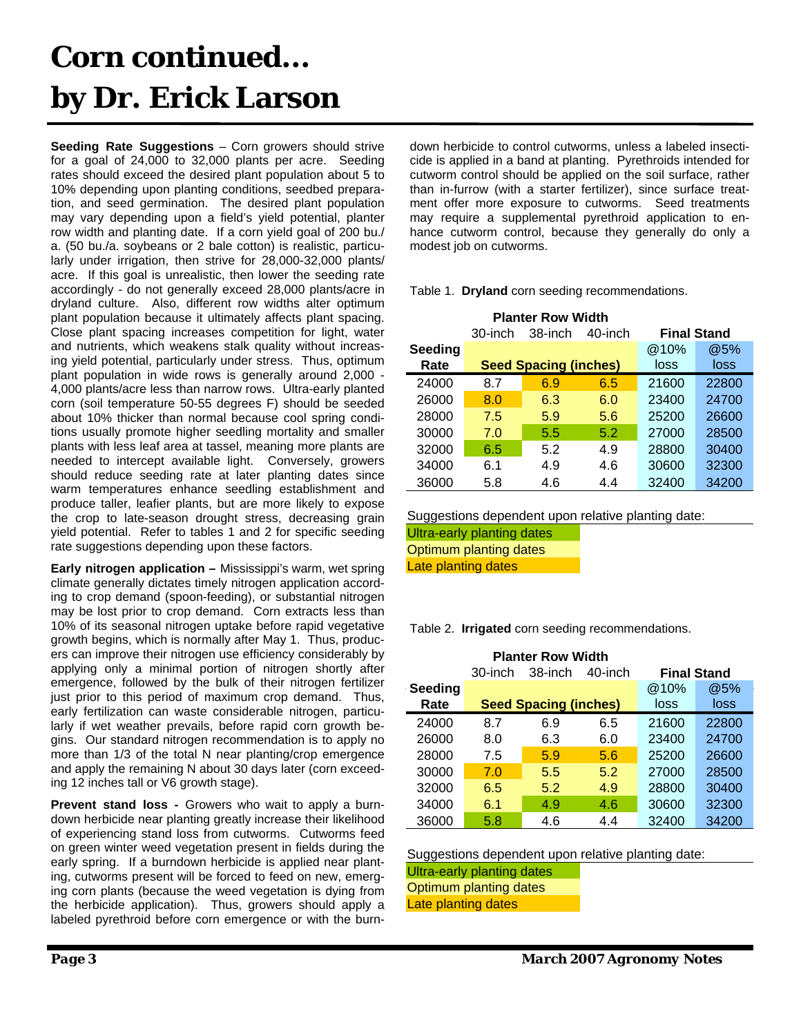# Corn continued...
# by Dr. Erick Larson

**Seeding Rate Suggestions** – Corn growers should strive for a goal of 24,000 to 32,000 plants per acre. Seeding rates should exceed the desired plant population about 5 to 10% depending upon planting conditions, seedbed preparation, and seed germination. The desired plant population may vary depending upon a field's yield potential, planter row width and planting date. If a corn yield goal of 200 bu./a. (50 bu./a. soybeans or 2 bale cotton) is realistic, particularly under irrigation, then strive for 28,000-32,000 plants/acre. If this goal is unrealistic, then lower the seeding rate accordingly - do not generally exceed 28,000 plants/acre in dryland culture. Also, different row widths alter optimum plant population because it ultimately affects plant spacing. Close plant spacing increases competition for light, water and nutrients, which weakens stalk quality without increasing yield potential, particularly under stress. Thus, optimum plant population in wide rows is generally around 2,000 - 4,000 plants/acre less than narrow rows. Ultra-early planted corn (soil temperature 50-55 degrees F) should be seeded about 10% thicker than normal because cool spring conditions usually promote higher seedling mortality and smaller plants with less leaf area at tassel, meaning more plants are needed to intercept available light. Conversely, growers should reduce seeding rate at later planting dates since warm temperatures enhance seedling establishment and produce taller, leafier plants, but are more likely to expose the crop to late-season drought stress, decreasing grain yield potential. Refer to tables 1 and 2 for specific seeding rate suggestions depending upon these factors.

**Early nitrogen application –** Mississippi's warm, wet spring climate generally dictates timely nitrogen application according to crop demand (spoon-feeding), or substantial nitrogen may be lost prior to crop demand. Corn extracts less than 10% of its seasonal nitrogen uptake before rapid vegetative growth begins, which is normally after May 1. Thus, producers can improve their nitrogen use efficiency considerably by applying only a minimal portion of nitrogen shortly after emergence, followed by the bulk of their nitrogen fertilizer just prior to this period of maximum crop demand. Thus, early fertilization can waste considerable nitrogen, particularly if wet weather prevails, before rapid corn growth begins. Our standard nitrogen recommendation is to apply no more than 1/3 of the total N near planting/crop emergence and apply the remaining N about 30 days later (corn exceeding 12 inches tall or V6 growth stage).

**Prevent stand loss -** Growers who wait to apply a burndown herbicide near planting greatly increase their likelihood of experiencing stand loss from cutworms. Cutworms feed on green winter weed vegetation present in fields during the early spring. If a burndown herbicide is applied near planting, cutworms present will be forced to feed on new, emerging corn plants (because the weed vegetation is dying from the herbicide application). Thus, growers should apply a labeled pyrethroid before corn emergence or with the burndown herbicide to control cutworms, unless a labeled insecticide is applied in a band at planting. Pyrethroids intended for cutworm control should be applied on the soil surface, rather than in-furrow (with a starter fertilizer), since surface treatment offer more exposure to cutworms. Seed treatments may require a supplemental pyrethroid application to enhance cutworm control, because they generally do only a modest job on cutworms.

Table 1. **Dryland** corn seeding recommendations.

| | Planter Row Width | | | | |
|---|---|---|---|---|---|
| | 30-inch | 38-inch | 40-inch | Final Stand | |
| Seeding Rate | Seed Spacing (inches) | | | @10% loss | @5% loss |
| 24000 | 8.7 | 6.9 | 6.5 | 21600 | 22800 |
| 26000 | 8.0 | 6.3 | 6.0 | 23400 | 24700 |
| 28000 | 7.5 | 5.9 | 5.6 | 25200 | 26600 |
| 30000 | 7.0 | 5.5 | 5.2 | 27000 | 28500 |
| 32000 | 6.5 | 5.2 | 4.9 | 28800 | 30400 |
| 34000 | 6.1 | 4.9 | 4.6 | 30600 | 32300 |
| 36000 | 5.8 | 4.6 | 4.4 | 32400 | 34200 |

Suggestions dependent upon relative planting date:

Ultra-early planting dates
Optimum planting dates
Late planting dates

Table 2. **Irrigated** corn seeding recommendations.

| | Planter Row Width | | | | |
|---|---|---|---|---|---|
| | 30-inch | 38-inch | 40-inch | Final Stand | |
| Seeding Rate | Seed Spacing (inches) | | | @10% loss | @5% loss |
| 24000 | 8.7 | 6.9 | 6.5 | 21600 | 22800 |
| 26000 | 8.0 | 6.3 | 6.0 | 23400 | 24700 |
| 28000 | 7.5 | 5.9 | 5.6 | 25200 | 26600 |
| 30000 | 7.0 | 5.5 | 5.2 | 27000 | 28500 |
| 32000 | 6.5 | 5.2 | 4.9 | 28800 | 30400 |
| 34000 | 6.1 | 4.9 | 4.6 | 30600 | 32300 |
| 36000 | 5.8 | 4.6 | 4.4 | 32400 | 34200 |

Suggestions dependent upon relative planting date:

Ultra-early planting dates
Optimum planting dates
Late planting dates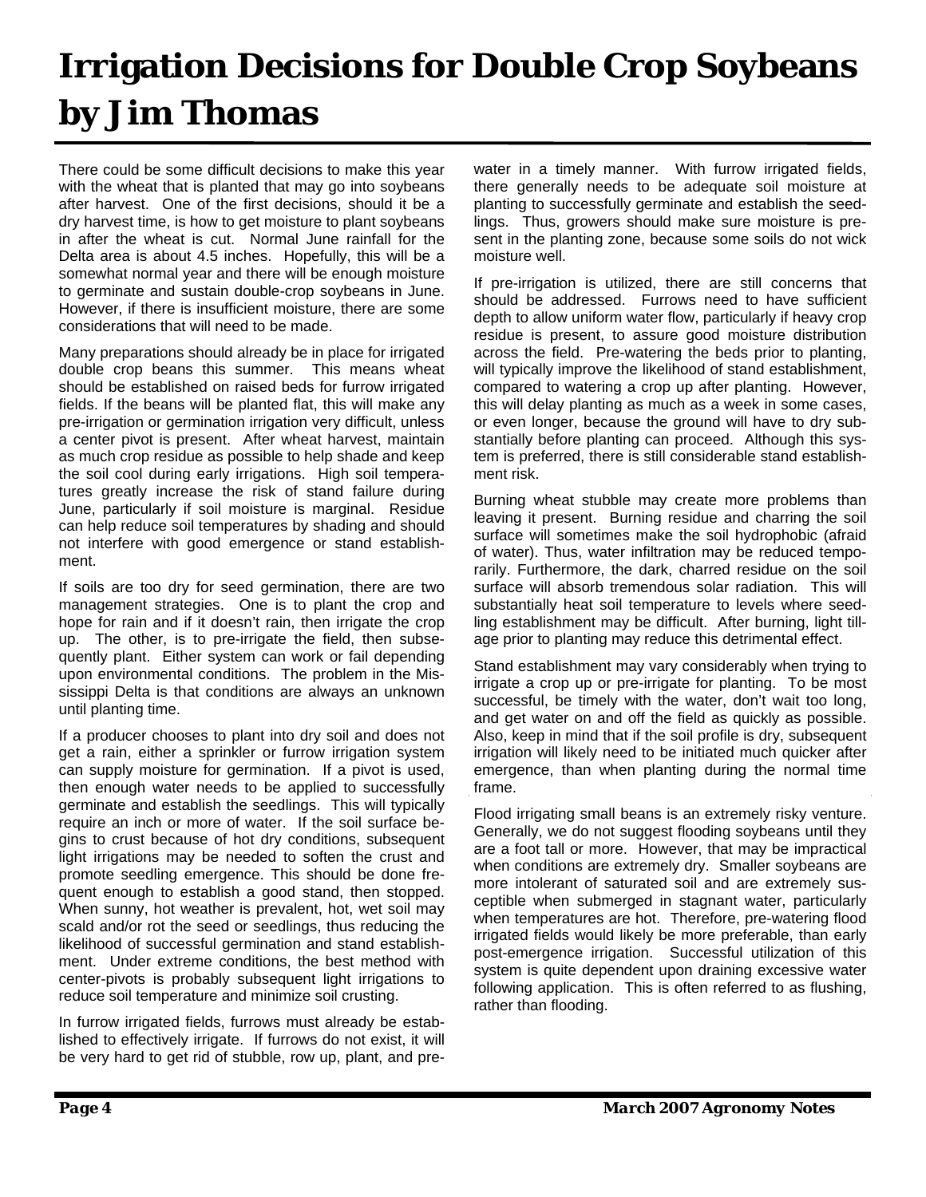# Irrigation Decisions for Double Crop Soybeans by Jim Thomas

There could be some difficult decisions to make this year with the wheat that is planted that may go into soybeans after harvest. One of the first decisions, should it be a dry harvest time, is how to get moisture to plant soybeans in after the wheat is cut. Normal June rainfall for the Delta area is about 4.5 inches. Hopefully, this will be a somewhat normal year and there will be enough moisture to germinate and sustain double-crop soybeans in June. However, if there is insufficient moisture, there are some considerations that will need to be made.

Many preparations should already be in place for irrigated double crop beans this summer. This means wheat should be established on raised beds for furrow irrigated fields. If the beans will be planted flat, this will make any pre-irrigation or germination irrigation very difficult, unless a center pivot is present. After wheat harvest, maintain as much crop residue as possible to help shade and keep the soil cool during early irrigations. High soil temperatures greatly increase the risk of stand failure during June, particularly if soil moisture is marginal. Residue can help reduce soil temperatures by shading and should not interfere with good emergence or stand establishment.

If soils are too dry for seed germination, there are two management strategies. One is to plant the crop and hope for rain and if it doesn't rain, then irrigate the crop up. The other, is to pre-irrigate the field, then subsequently plant. Either system can work or fail depending upon environmental conditions. The problem in the Mississippi Delta is that conditions are always an unknown until planting time.

If a producer chooses to plant into dry soil and does not get a rain, either a sprinkler or furrow irrigation system can supply moisture for germination. If a pivot is used, then enough water needs to be applied to successfully germinate and establish the seedlings. This will typically require an inch or more of water. If the soil surface begins to crust because of hot dry conditions, subsequent light irrigations may be needed to soften the crust and promote seedling emergence. This should be done frequent enough to establish a good stand, then stopped. When sunny, hot weather is prevalent, hot, wet soil may scald and/or rot the seed or seedlings, thus reducing the likelihood of successful germination and stand establishment. Under extreme conditions, the best method with center-pivots is probably subsequent light irrigations to reduce soil temperature and minimize soil crusting.

In furrow irrigated fields, furrows must already be established to effectively irrigate. If furrows do not exist, it will be very hard to get rid of stubble, row up, plant, and pre-water in a timely manner. With furrow irrigated fields, there generally needs to be adequate soil moisture at planting to successfully germinate and establish the seedlings. Thus, growers should make sure moisture is present in the planting zone, because some soils do not wick moisture well.

If pre-irrigation is utilized, there are still concerns that should be addressed. Furrows need to have sufficient depth to allow uniform water flow, particularly if heavy crop residue is present, to assure good moisture distribution across the field. Pre-watering the beds prior to planting, will typically improve the likelihood of stand establishment, compared to watering a crop up after planting. However, this will delay planting as much as a week in some cases, or even longer, because the ground will have to dry substantially before planting can proceed. Although this system is preferred, there is still considerable stand establishment risk.

Burning wheat stubble may create more problems than leaving it present. Burning residue and charring the soil surface will sometimes make the soil hydrophobic (afraid of water). Thus, water infiltration may be reduced temporarily. Furthermore, the dark, charred residue on the soil surface will absorb tremendous solar radiation. This will substantially heat soil temperature to levels where seedling establishment may be difficult. After burning, light tillage prior to planting may reduce this detrimental effect.

Stand establishment may vary considerably when trying to irrigate a crop up or pre-irrigate for planting. To be most successful, be timely with the water, don't wait too long, and get water on and off the field as quickly as possible. Also, keep in mind that if the soil profile is dry, subsequent irrigation will likely need to be initiated much quicker after emergence, than when planting during the normal time frame.

Flood irrigating small beans is an extremely risky venture. Generally, we do not suggest flooding soybeans until they are a foot tall or more. However, that may be impractical when conditions are extremely dry. Smaller soybeans are more intolerant of saturated soil and are extremely susceptible when submerged in stagnant water, particularly when temperatures are hot. Therefore, pre-watering flood irrigated fields would likely be more preferable, than early post-emergence irrigation. Successful utilization of this system is quite dependent upon draining excessive water following application. This is often referred to as flushing, rather than flooding.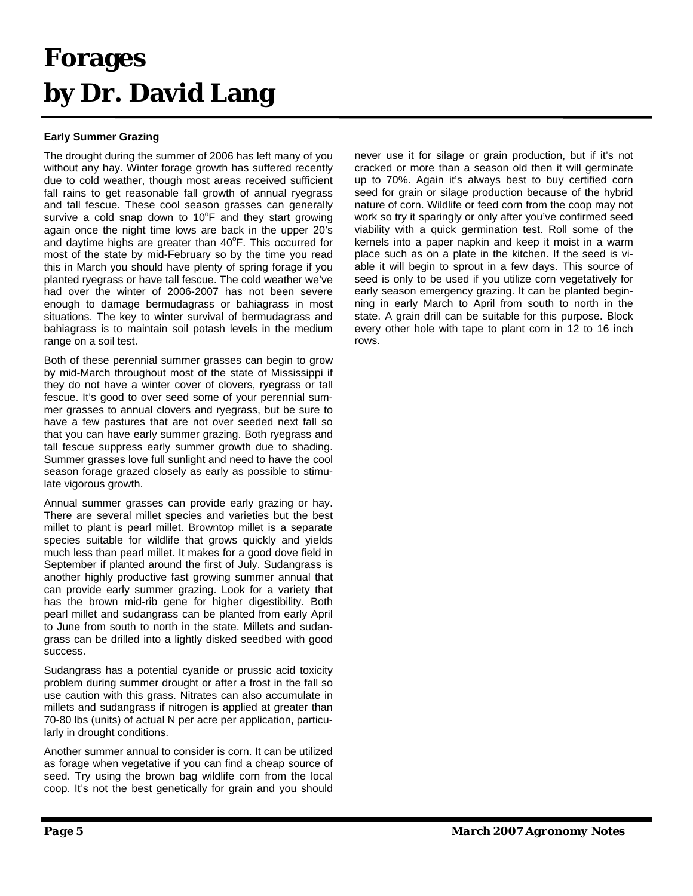# Forages
# by Dr. David Lang

### Early Summer Grazing

The drought during the summer of 2006 has left many of you without any hay. Winter forage growth has suffered recently due to cold weather, though most areas received sufficient fall rains to get reasonable fall growth of annual ryegrass and tall fescue. These cool season grasses can generally survive a cold snap down to 10$^{o}$F and they start growing again once the night time lows are back in the upper 20's and daytime highs are greater than 40$^{o}$F. This occurred for most of the state by mid-February so by the time you read this in March you should have plenty of spring forage if you planted ryegrass or have tall fescue. The cold weather we've had over the winter of 2006-2007 has not been severe enough to damage bermudagrass or bahiagrass in most situations. The key to winter survival of bermudagrass and bahiagrass is to maintain soil potash levels in the medium range on a soil test.

Both of these perennial summer grasses can begin to grow by mid-March throughout most of the state of Mississippi if they do not have a winter cover of clovers, ryegrass or tall fescue. It's good to over seed some of your perennial summer grasses to annual clovers and ryegrass, but be sure to have a few pastures that are not over seeded next fall so that you can have early summer grazing. Both ryegrass and tall fescue suppress early summer growth due to shading. Summer grasses love full sunlight and need to have the cool season forage grazed closely as early as possible to stimulate vigorous growth.

Annual summer grasses can provide early grazing or hay. There are several millet species and varieties but the best millet to plant is pearl millet. Browntop millet is a separate species suitable for wildlife that grows quickly and yields much less than pearl millet. It makes for a good dove field in September if planted around the first of July. Sudangrass is another highly productive fast growing summer annual that can provide early summer grazing. Look for a variety that has the brown mid-rib gene for higher digestibility. Both pearl millet and sudangrass can be planted from early April to June from south to north in the state. Millets and sudangrass can be drilled into a lightly disked seedbed with good success.

Sudangrass has a potential cyanide or prussic acid toxicity problem during summer drought or after a frost in the fall so use caution with this grass. Nitrates can also accumulate in millets and sudangrass if nitrogen is applied at greater than 70-80 lbs (units) of actual N per acre per application, particularly in drought conditions.

Another summer annual to consider is corn. It can be utilized as forage when vegetative if you can find a cheap source of seed. Try using the brown bag wildlife corn from the local coop. It's not the best genetically for grain and you should never use it for silage or grain production, but if it's not cracked or more than a season old then it will germinate up to 70%. Again it's always best to buy certified corn seed for grain or silage production because of the hybrid nature of corn. Wildlife or feed corn from the coop may not work so try it sparingly or only after you've confirmed seed viability with a quick germination test. Roll some of the kernels into a paper napkin and keep it moist in a warm place such as on a plate in the kitchen. If the seed is viable it will begin to sprout in a few days. This source of seed is only to be used if you utilize corn vegetatively for early season emergency grazing. It can be planted beginning in early March to April from south to north in the state. A grain drill can be suitable for this purpose. Block every other hole with tape to plant corn in 12 to 16 inch rows.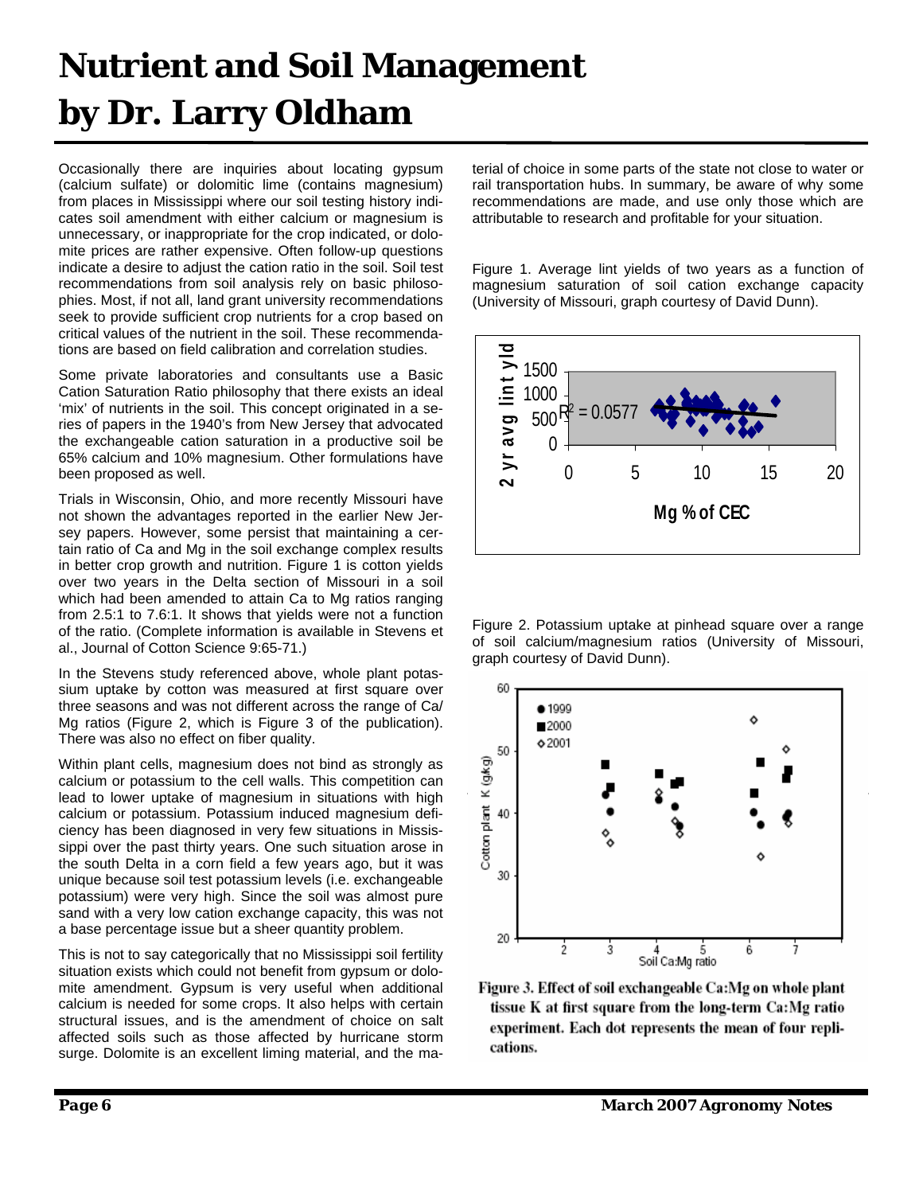# Nutrient and Soil Management by Dr. Larry Oldham

Occasionally there are inquiries about locating gypsum (calcium sulfate) or dolomitic lime (contains magnesium) from places in Mississippi where our soil testing history indicates soil amendment with either calcium or magnesium is unnecessary, or inappropriate for the crop indicated, or dolomite prices are rather expensive. Often follow-up questions indicate a desire to adjust the cation ratio in the soil. Soil test recommendations from soil analysis rely on basic philosophies. Most, if not all, land grant university recommendations seek to provide sufficient crop nutrients for a crop based on critical values of the nutrient in the soil. These recommendations are based on field calibration and correlation studies.

Some private laboratories and consultants use a Basic Cation Saturation Ratio philosophy that there exists an ideal 'mix' of nutrients in the soil. This concept originated in a series of papers in the 1940's from New Jersey that advocated the exchangeable cation saturation in a productive soil be 65% calcium and 10% magnesium. Other formulations have been proposed as well.

Trials in Wisconsin, Ohio, and more recently Missouri have not shown the advantages reported in the earlier New Jersey papers. However, some persist that maintaining a certain ratio of Ca and Mg in the soil exchange complex results in better crop growth and nutrition. Figure 1 is cotton yields over two years in the Delta section of Missouri in a soil which had been amended to attain Ca to Mg ratios ranging from 2.5:1 to 7.6:1. It shows that yields were not a function of the ratio. (Complete information is available in Stevens et al., Journal of Cotton Science 9:65-71.)

In the Stevens study referenced above, whole plant potassium uptake by cotton was measured at first square over three seasons and was not different across the range of Ca/Mg ratios (Figure 2, which is Figure 3 of the publication). There was also no effect on fiber quality.

Within plant cells, magnesium does not bind as strongly as calcium or potassium to the cell walls. This competition can lead to lower uptake of magnesium in situations with high calcium or potassium. Potassium induced magnesium deficiency has been diagnosed in very few situations in Mississippi over the past thirty years. One such situation arose in the south Delta in a corn field a few years ago, but it was unique because soil test potassium levels (i.e. exchangeable potassium) were very high. Since the soil was almost pure sand with a very low cation exchange capacity, this was not a base percentage issue but a sheer quantity problem.

This is not to say categorically that no Mississippi soil fertility situation exists which could not benefit from gypsum or dolomite amendment. Gypsum is very useful when additional calcium is needed for some crops. It also helps with certain structural issues, and is the amendment of choice on salt affected soils such as those affected by hurricane storm surge. Dolomite is an excellent liming material, and the material of choice in some parts of the state not close to water or rail transportation hubs. In summary, be aware of why some recommendations are made, and use only those which are attributable to research and profitable for your situation.

Figure 1. Average lint yields of two years as a function of magnesium saturation of soil cation exchange capacity (University of Missouri, graph courtesy of David Dunn).

Figure 2. Potassium uptake at pinhead square over a range of soil calcium/magnesium ratios (University of Missouri, graph courtesy of David Dunn).

**Figure 3. Effect of soil exchangeable Ca:Mg on whole plant tissue K at first square from the long-term Ca:Mg ratio experiment. Each dot represents the mean of four replications.**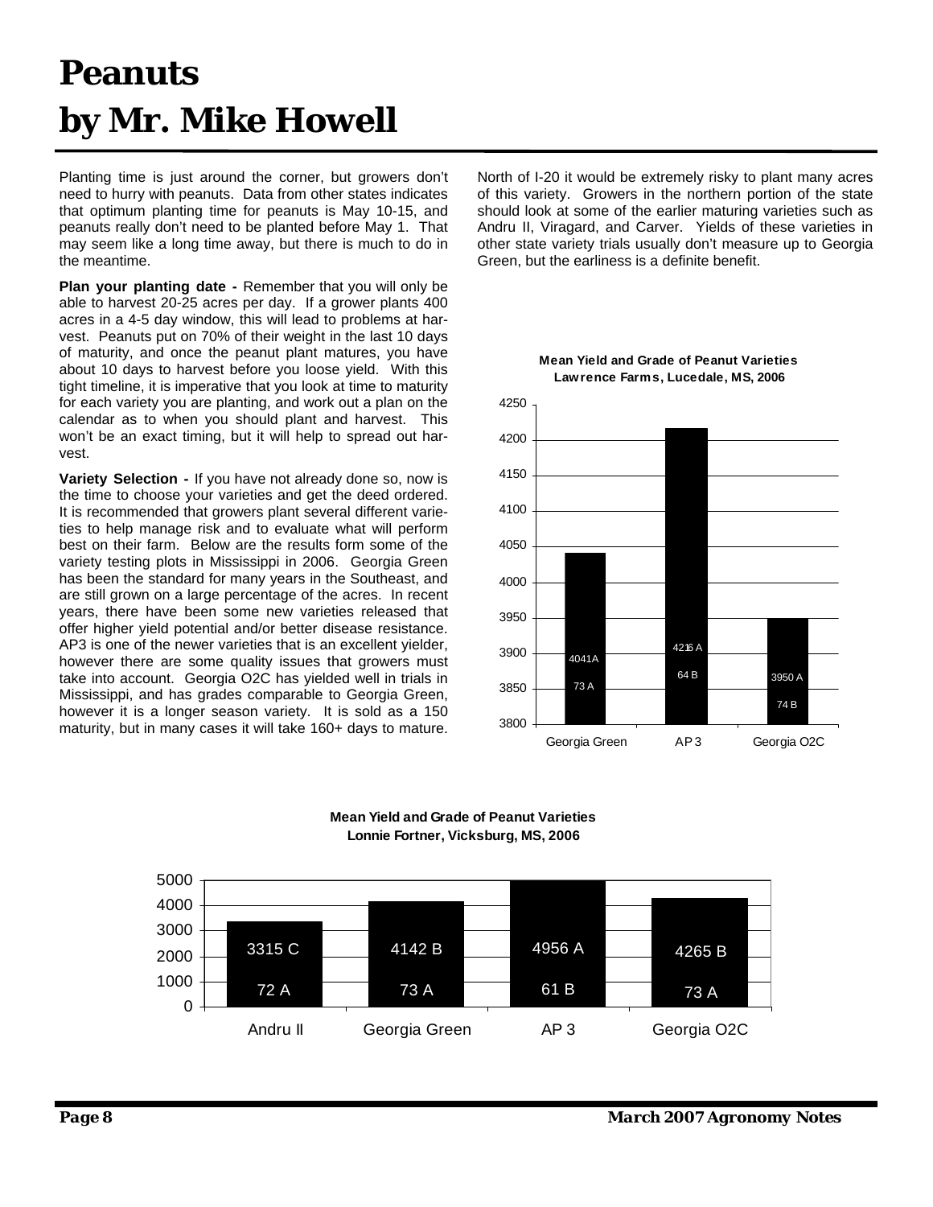# Peanuts
# by Mr. Mike Howell

Planting time is just around the corner, but growers don't need to hurry with peanuts. Data from other states indicates that optimum planting time for peanuts is May 10-15, and peanuts really don't need to be planted before May 1. That may seem like a long time away, but there is much to do in the meantime.

**Plan your planting date -** Remember that you will only be able to harvest 20-25 acres per day. If a grower plants 400 acres in a 4-5 day window, this will lead to problems at harvest. Peanuts put on 70% of their weight in the last 10 days of maturity, and once the peanut plant matures, you have about 10 days to harvest before you loose yield. With this tight timeline, it is imperative that you look at time to maturity for each variety you are planting, and work out a plan on the calendar as to when you should plant and harvest. This won't be an exact timing, but it will help to spread out harvest.

**Variety Selection -** If you have not already done so, now is the time to choose your varieties and get the deed ordered. It is recommended that growers plant several different varieties to help manage risk and to evaluate what will perform best on their farm. Below are the results form some of the variety testing plots in Mississippi in 2006. Georgia Green has been the standard for many years in the Southeast, and are still grown on a large percentage of the acres. In recent years, there have been some new varieties released that offer higher yield potential and/or better disease resistance. AP3 is one of the newer varieties that is an excellent yielder, however there are some quality issues that growers must take into account. Georgia O2C has yielded well in trials in Mississippi, and has grades comparable to Georgia Green, however it is a longer season variety. It is sold as a 150 maturity, but in many cases it will take 160+ days to mature. North of I-20 it would be extremely risky to plant many acres of this variety. Growers in the northern portion of the state should look at some of the earlier maturing varieties such as Andru II, Viragard, and Carver. Yields of these varieties in other state variety trials usually don't measure up to Georgia Green, but the earliness is a definite benefit.

**Mean Yield and Grade of Peanut Varieties**
**Lawrence Farms, Lucedale, MS, 2006**

| Variety | Yield | Grade |
|---|---|---|
| Georgia Green | 4041 A | 73 A |
| AP 3 | 4216 A | 64 B |
| Georgia O2C | 3950 A | 74 B |

**Mean Yield and Grade of Peanut Varieties**
**Lonnie Fortner, Vicksburg, MS, 2006**

| Variety | Yield | Grade |
|---|---|---|
| Andru II | 3315 C | 72 A |
| Georgia Green | 4142 B | 73 A |
| AP 3 | 4956 A | 61 B |
| Georgia O2C | 4265 B | 73 A |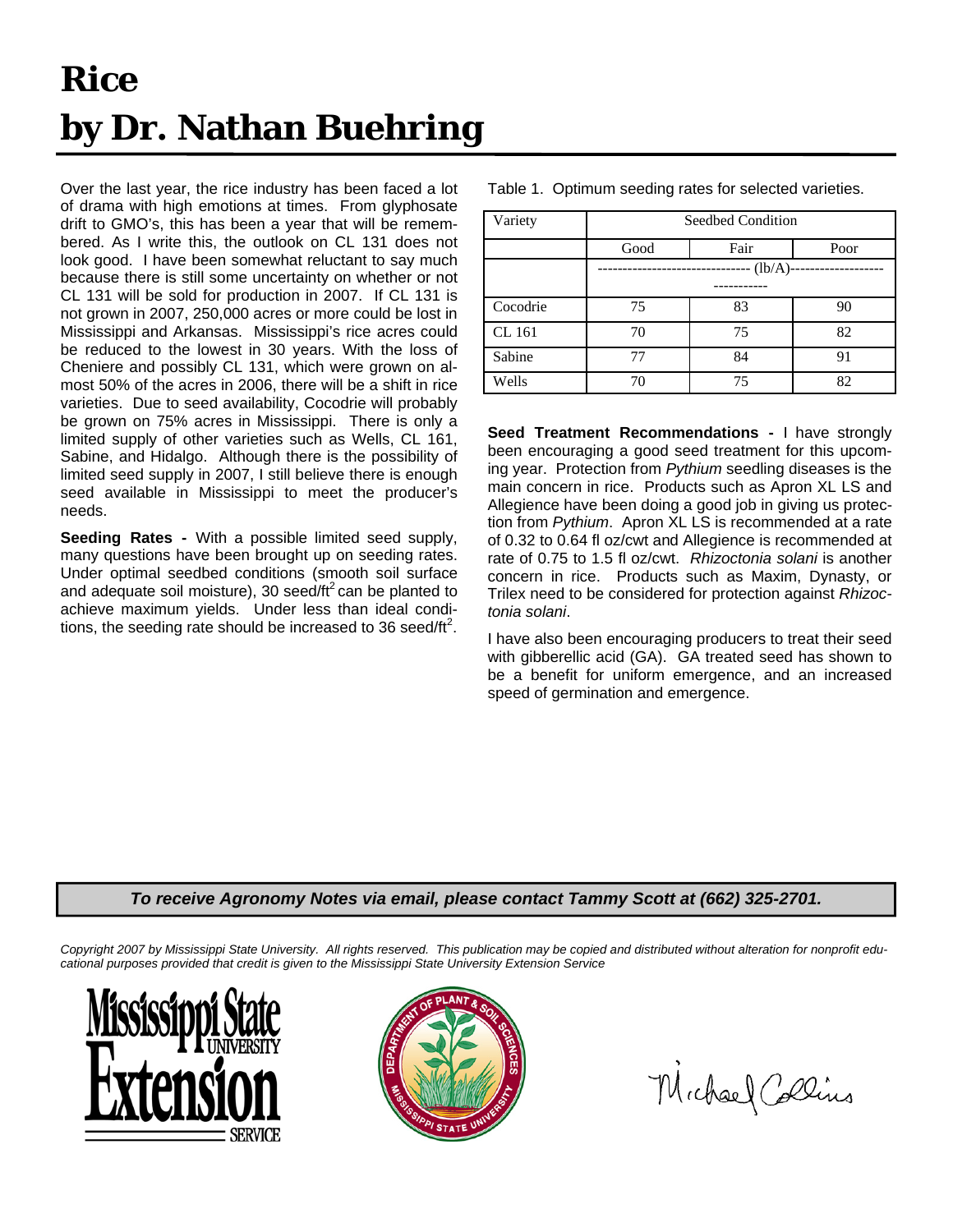# Rice
# by Dr. Nathan Buehring

Over the last year, the rice industry has been faced a lot of drama with high emotions at times. From glyphosate drift to GMO's, this has been a year that will be remembered. As I write this, the outlook on CL 131 does not look good. I have been somewhat reluctant to say much because there is still some uncertainty on whether or not CL 131 will be sold for production in 2007. If CL 131 is not grown in 2007, 250,000 acres or more could be lost in Mississippi and Arkansas. Mississippi's rice acres could be reduced to the lowest in 30 years. With the loss of Cheniere and possibly CL 131, which were grown on almost 50% of the acres in 2006, there will be a shift in rice varieties. Due to seed availability, Cocodrie will probably be grown on 75% acres in Mississippi. There is only a limited supply of other varieties such as Wells, CL 161, Sabine, and Hidalgo. Although there is the possibility of limited seed supply in 2007, I still believe there is enough seed available in Mississippi to meet the producer's needs.

**Seeding Rates -** With a possible limited seed supply, many questions have been brought up on seeding rates. Under optimal seedbed conditions (smooth soil surface and adequate soil moisture), 30 seed/ft$^2$ can be planted to achieve maximum yields. Under less than ideal conditions, the seeding rate should be increased to 36 seed/ft$^2$.

Table 1. Optimum seeding rates for selected varieties.

| Variety | Seedbed Condition | | |
|---|---|---|---|
| | Good | Fair | Poor |
| | ------------------------------ (lb/A)------------------- ----------- | | |
| Cocodrie | 75 | 83 | 90 |
| CL 161 | 70 | 75 | 82 |
| Sabine | 77 | 84 | 91 |
| Wells | 70 | 75 | 82 |

**Seed Treatment Recommendations -** I have strongly been encouraging a good seed treatment for this upcoming year. Protection from *Pythium* seedling diseases is the main concern in rice. Products such as Apron XL LS and Allegience have been doing a good job in giving us protection from *Pythium*. Apron XL LS is recommended at a rate of 0.32 to 0.64 fl oz/cwt and Allegience is recommended at rate of 0.75 to 1.5 fl oz/cwt. *Rhizoctonia solani* is another concern in rice. Products such as Maxim, Dynasty, or Trilex need to be considered for protection against *Rhizoctonia solani*.

I have also been encouraging producers to treat their seed with gibberellic acid (GA). GA treated seed has shown to be a benefit for uniform emergence, and an increased speed of germination and emergence.

***To receive Agronomy Notes via email, please contact Tammy Scott at (662) 325-2701.***

*Copyright 2007 by Mississippi State University. All rights reserved. This publication may be copied and distributed without alteration for nonprofit educational purposes provided that credit is given to the Mississippi State University Extension Service*

Mississippi State University Extension Service

Department of Plant & Soil Sciences, Mississippi State University

Michael Collins